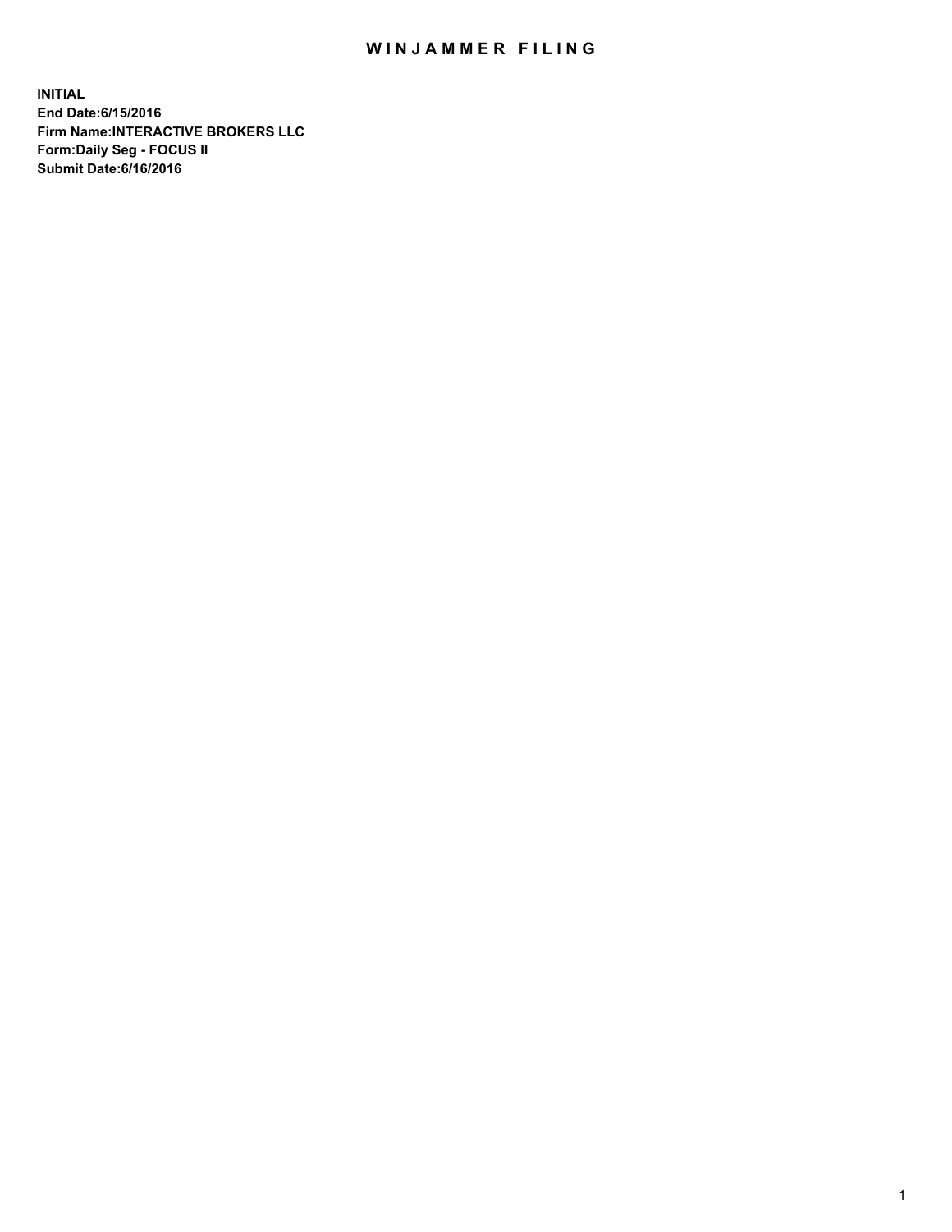# WINJAMMER FILING

**INITIAL**
**End Date:6/15/2016**
**Firm Name:INTERACTIVE BROKERS LLC**
**Form:Daily Seg - FOCUS II**
**Submit Date:6/16/2016**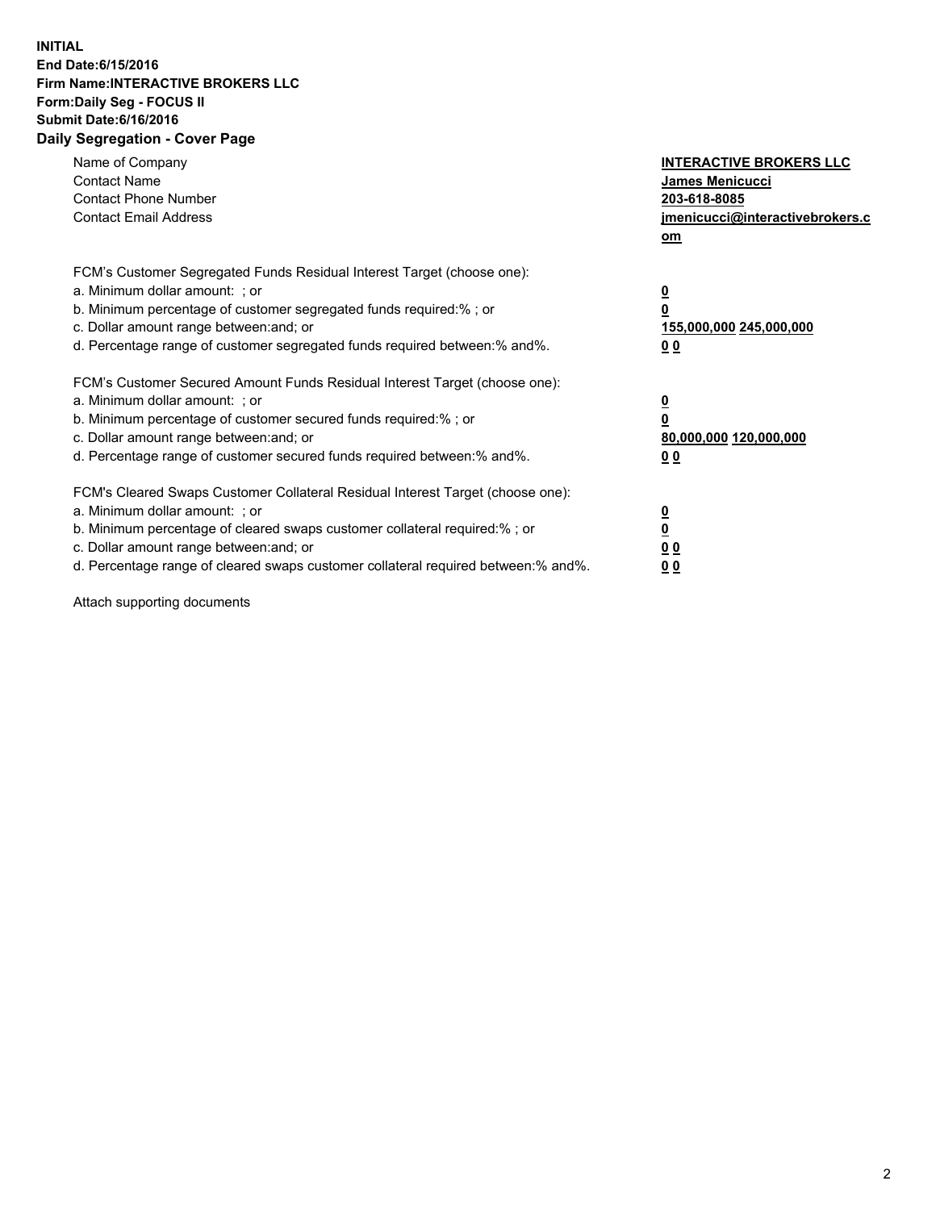**INITIAL**
**End Date:6/15/2016**
**Firm Name:INTERACTIVE BROKERS LLC**
**Form:Daily Seg - FOCUS II**
**Submit Date:6/16/2016**
**Daily Segregation - Cover Page**

| | |
|---|---|
| Name of Company | **INTERACTIVE BROKERS LLC** |
| Contact Name | **James Menicucci** |
| Contact Phone Number | **203-618-8085** |
| Contact Email Address | **jmenicucci@interactivebrokers.com** |

FCM's Customer Segregated Funds Residual Interest Target (choose one):

| | |
|---|---|
| a. Minimum dollar amount: ; or | **0** |
| b. Minimum percentage of customer segregated funds required:% ; or | **0** |
| c. Dollar amount range between:and; or | **155,000,000 245,000,000** |
| d. Percentage range of customer segregated funds required between:% and%. | **0 0** |

FCM's Customer Secured Amount Funds Residual Interest Target (choose one):

| | |
|---|---|
| a. Minimum dollar amount: ; or | **0** |
| b. Minimum percentage of customer secured funds required:% ; or | **0** |
| c. Dollar amount range between:and; or | **80,000,000 120,000,000** |
| d. Percentage range of customer secured funds required between:% and%. | **0 0** |

FCM's Cleared Swaps Customer Collateral Residual Interest Target (choose one):

| | |
|---|---|
| a. Minimum dollar amount: ; or | **0** |
| b. Minimum percentage of cleared swaps customer collateral required:% ; or | **0** |
| c. Dollar amount range between:and; or | **0 0** |
| d. Percentage range of cleared swaps customer collateral required between:% and%. | **0 0** |

Attach supporting documents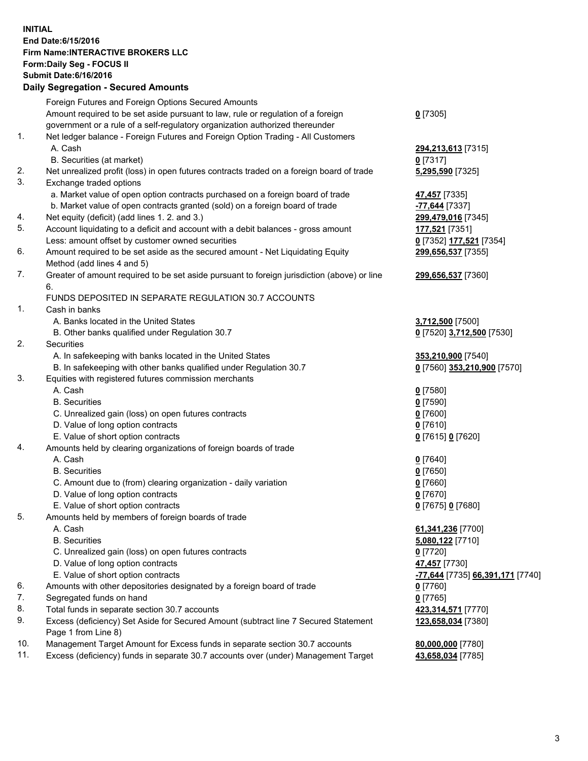**INITIAL**
**End Date:6/15/2016**
**Firm Name:INTERACTIVE BROKERS LLC**
**Form:Daily Seg - FOCUS II**
**Submit Date:6/16/2016**

**Daily Segregation - Secured Amounts**

| | | |
|---|---|---|
| | Foreign Futures and Foreign Options Secured Amounts | |
| | Amount required to be set aside pursuant to law, rule or regulation of a foreign government or a rule of a self-regulatory organization authorized thereunder | **0** [7305] |
| 1. | Net ledger balance - Foreign Futures and Foreign Option Trading - All Customers | |
| | A. Cash | **294,213,613** [7315] |
| | B. Securities (at market) | **0** [7317] |
| 2. | Net unrealized profit (loss) in open futures contracts traded on a foreign board of trade | **5,295,590** [7325] |
| 3. | Exchange traded options | |
| | a. Market value of open option contracts purchased on a foreign board of trade | **47,457** [7335] |
| | b. Market value of open contracts granted (sold) on a foreign board of trade | **-77,644** [7337] |
| 4. | Net equity (deficit) (add lines 1. 2. and 3.) | **299,479,016** [7345] |
| 5. | Account liquidating to a deficit and account with a debit balances - gross amount | **177,521** [7351] |
| | Less: amount offset by customer owned securities | **0** [7352] **177,521** [7354] |
| 6. | Amount required to be set aside as the secured amount - Net Liquidating Equity Method (add lines 4 and 5) | **299,656,537** [7355] |
| 7. | Greater of amount required to be set aside pursuant to foreign jurisdiction (above) or line 6. | **299,656,537** [7360] |
| | FUNDS DEPOSITED IN SEPARATE REGULATION 30.7 ACCOUNTS | |
| 1. | Cash in banks | |
| | A. Banks located in the United States | **3,712,500** [7500] |
| | B. Other banks qualified under Regulation 30.7 | **0** [7520] **3,712,500** [7530] |
| 2. | Securities | |
| | A. In safekeeping with banks located in the United States | **353,210,900** [7540] |
| | B. In safekeeping with other banks qualified under Regulation 30.7 | **0** [7560] **353,210,900** [7570] |
| 3. | Equities with registered futures commission merchants | |
| | A. Cash | **0** [7580] |
| | B. Securities | **0** [7590] |
| | C. Unrealized gain (loss) on open futures contracts | **0** [7600] |
| | D. Value of long option contracts | **0** [7610] |
| | E. Value of short option contracts | **0** [7615] **0** [7620] |
| 4. | Amounts held by clearing organizations of foreign boards of trade | |
| | A. Cash | **0** [7640] |
| | B. Securities | **0** [7650] |
| | C. Amount due to (from) clearing organization - daily variation | **0** [7660] |
| | D. Value of long option contracts | **0** [7670] |
| | E. Value of short option contracts | **0** [7675] **0** [7680] |
| 5. | Amounts held by members of foreign boards of trade | |
| | A. Cash | **61,341,236** [7700] |
| | B. Securities | **5,080,122** [7710] |
| | C. Unrealized gain (loss) on open futures contracts | **0** [7720] |
| | D. Value of long option contracts | **47,457** [7730] |
| | E. Value of short option contracts | **-77,644** [7735] **66,391,171** [7740] |
| 6. | Amounts with other depositories designated by a foreign board of trade | **0** [7760] |
| 7. | Segregated funds on hand | **0** [7765] |
| 8. | Total funds in separate section 30.7 accounts | **423,314,571** [7770] |
| 9. | Excess (deficiency) Set Aside for Secured Amount (subtract line 7 Secured Statement Page 1 from Line 8) | **123,658,034** [7380] |
| 10. | Management Target Amount for Excess funds in separate section 30.7 accounts | **80,000,000** [7780] |
| 11. | Excess (deficiency) funds in separate 30.7 accounts over (under) Management Target | **43,658,034** [7785] |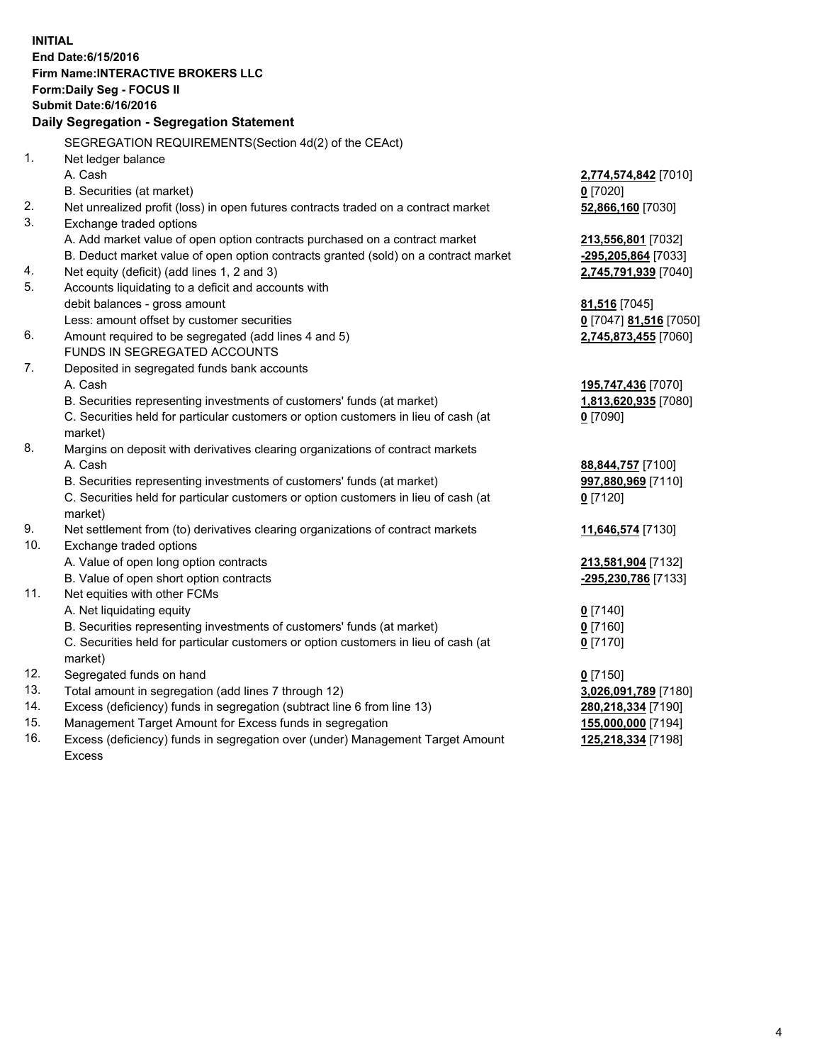**INITIAL**
**End Date:6/15/2016**
**Firm Name:INTERACTIVE BROKERS LLC**
**Form:Daily Seg - FOCUS II**
**Submit Date:6/16/2016**

### Daily Segregation - Segregation Statement

| | | |
|---|---|---|
| | SEGREGATION REQUIREMENTS(Section 4d(2) of the CEAct) | |
| 1. | Net ledger balance | |
| | A. Cash | **2,774,574,842** [7010] |
| | B. Securities (at market) | **0** [7020] |
| 2. | Net unrealized profit (loss) in open futures contracts traded on a contract market | **52,866,160** [7030] |
| 3. | Exchange traded options | |
| | A. Add market value of open option contracts purchased on a contract market | **213,556,801** [7032] |
| | B. Deduct market value of open option contracts granted (sold) on a contract market | **-295,205,864** [7033] |
| 4. | Net equity (deficit) (add lines 1, 2 and 3) | **2,745,791,939** [7040] |
| 5. | Accounts liquidating to a deficit and accounts with | |
| | debit balances - gross amount | **81,516** [7045] |
| | Less: amount offset by customer securities | **0** [7047] **81,516** [7050] |
| 6. | Amount required to be segregated (add lines 4 and 5) | **2,745,873,455** [7060] |
| | FUNDS IN SEGREGATED ACCOUNTS | |
| 7. | Deposited in segregated funds bank accounts | |
| | A. Cash | **195,747,436** [7070] |
| | B. Securities representing investments of customers' funds (at market) | **1,813,620,935** [7080] |
| | C. Securities held for particular customers or option customers in lieu of cash (at market) | **0** [7090] |
| 8. | Margins on deposit with derivatives clearing organizations of contract markets | |
| | A. Cash | **88,844,757** [7100] |
| | B. Securities representing investments of customers' funds (at market) | **997,880,969** [7110] |
| | C. Securities held for particular customers or option customers in lieu of cash (at market) | **0** [7120] |
| 9. | Net settlement from (to) derivatives clearing organizations of contract markets | **11,646,574** [7130] |
| 10. | Exchange traded options | |
| | A. Value of open long option contracts | **213,581,904** [7132] |
| | B. Value of open short option contracts | **-295,230,786** [7133] |
| 11. | Net equities with other FCMs | |
| | A. Net liquidating equity | **0** [7140] |
| | B. Securities representing investments of customers' funds (at market) | **0** [7160] |
| | C. Securities held for particular customers or option customers in lieu of cash (at market) | **0** [7170] |
| 12. | Segregated funds on hand | **0** [7150] |
| 13. | Total amount in segregation (add lines 7 through 12) | **3,026,091,789** [7180] |
| 14. | Excess (deficiency) funds in segregation (subtract line 6 from line 13) | **280,218,334** [7190] |
| 15. | Management Target Amount for Excess funds in segregation | **155,000,000** [7194] |
| 16. | Excess (deficiency) funds in segregation over (under) Management Target Amount Excess | **125,218,334** [7198] |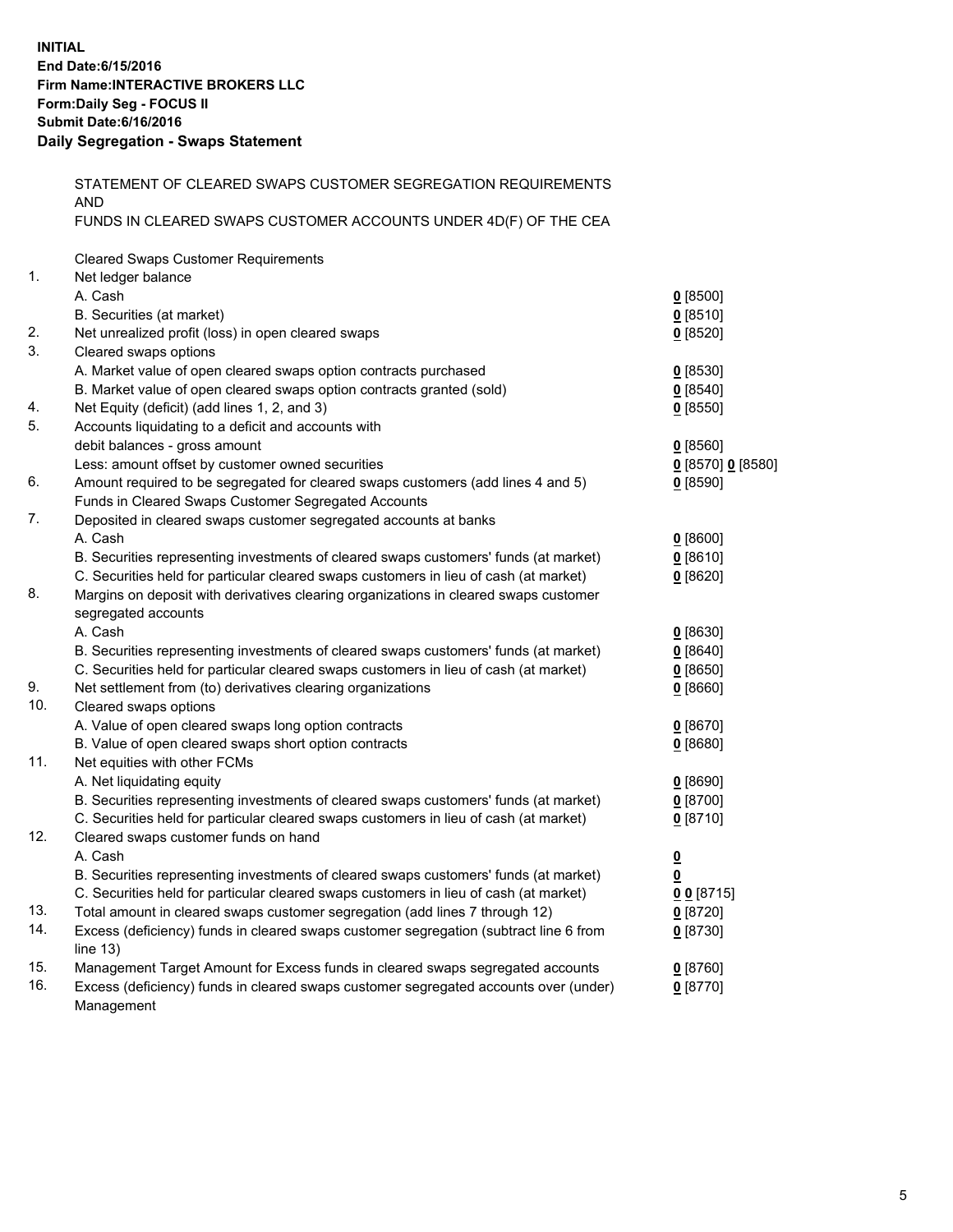**INITIAL**
**End Date:6/15/2016**
**Firm Name:INTERACTIVE BROKERS LLC**
**Form:Daily Seg - FOCUS II**
**Submit Date:6/16/2016**
**Daily Segregation - Swaps Statement**

STATEMENT OF CLEARED SWAPS CUSTOMER SEGREGATION REQUIREMENTS
AND
FUNDS IN CLEARED SWAPS CUSTOMER ACCOUNTS UNDER 4D(F) OF THE CEA

| | | |
|---|---|---|
| | Cleared Swaps Customer Requirements | |
| 1. | Net ledger balance | |
| | A. Cash | 0 [8500] |
| | B. Securities (at market) | 0 [8510] |
| 2. | Net unrealized profit (loss) in open cleared swaps | 0 [8520] |
| 3. | Cleared swaps options | |
| | A. Market value of open cleared swaps option contracts purchased | 0 [8530] |
| | B. Market value of open cleared swaps option contracts granted (sold) | 0 [8540] |
| 4. | Net Equity (deficit) (add lines 1, 2, and 3) | 0 [8550] |
| 5. | Accounts liquidating to a deficit and accounts with | |
| | debit balances - gross amount | 0 [8560] |
| | Less: amount offset by customer owned securities | 0 [8570] 0 [8580] |
| 6. | Amount required to be segregated for cleared swaps customers (add lines 4 and 5) | 0 [8590] |
| | Funds in Cleared Swaps Customer Segregated Accounts | |
| 7. | Deposited in cleared swaps customer segregated accounts at banks | |
| | A. Cash | 0 [8600] |
| | B. Securities representing investments of cleared swaps customers' funds (at market) | 0 [8610] |
| | C. Securities held for particular cleared swaps customers in lieu of cash (at market) | 0 [8620] |
| 8. | Margins on deposit with derivatives clearing organizations in cleared swaps customer segregated accounts | |
| | A. Cash | 0 [8630] |
| | B. Securities representing investments of cleared swaps customers' funds (at market) | 0 [8640] |
| | C. Securities held for particular cleared swaps customers in lieu of cash (at market) | 0 [8650] |
| 9. | Net settlement from (to) derivatives clearing organizations | 0 [8660] |
| 10. | Cleared swaps options | |
| | A. Value of open cleared swaps long option contracts | 0 [8670] |
| | B. Value of open cleared swaps short option contracts | 0 [8680] |
| 11. | Net equities with other FCMs | |
| | A. Net liquidating equity | 0 [8690] |
| | B. Securities representing investments of cleared swaps customers' funds (at market) | 0 [8700] |
| | C. Securities held for particular cleared swaps customers in lieu of cash (at market) | 0 [8710] |
| 12. | Cleared swaps customer funds on hand | |
| | A. Cash | 0 |
| | B. Securities representing investments of cleared swaps customers' funds (at market) | 0 |
| | C. Securities held for particular cleared swaps customers in lieu of cash (at market) | 0 0 [8715] |
| 13. | Total amount in cleared swaps customer segregation (add lines 7 through 12) | 0 [8720] |
| 14. | Excess (deficiency) funds in cleared swaps customer segregation (subtract line 6 from line 13) | 0 [8730] |
| 15. | Management Target Amount for Excess funds in cleared swaps segregated accounts | 0 [8760] |
| 16. | Excess (deficiency) funds in cleared swaps customer segregated accounts over (under) Management | 0 [8770] |